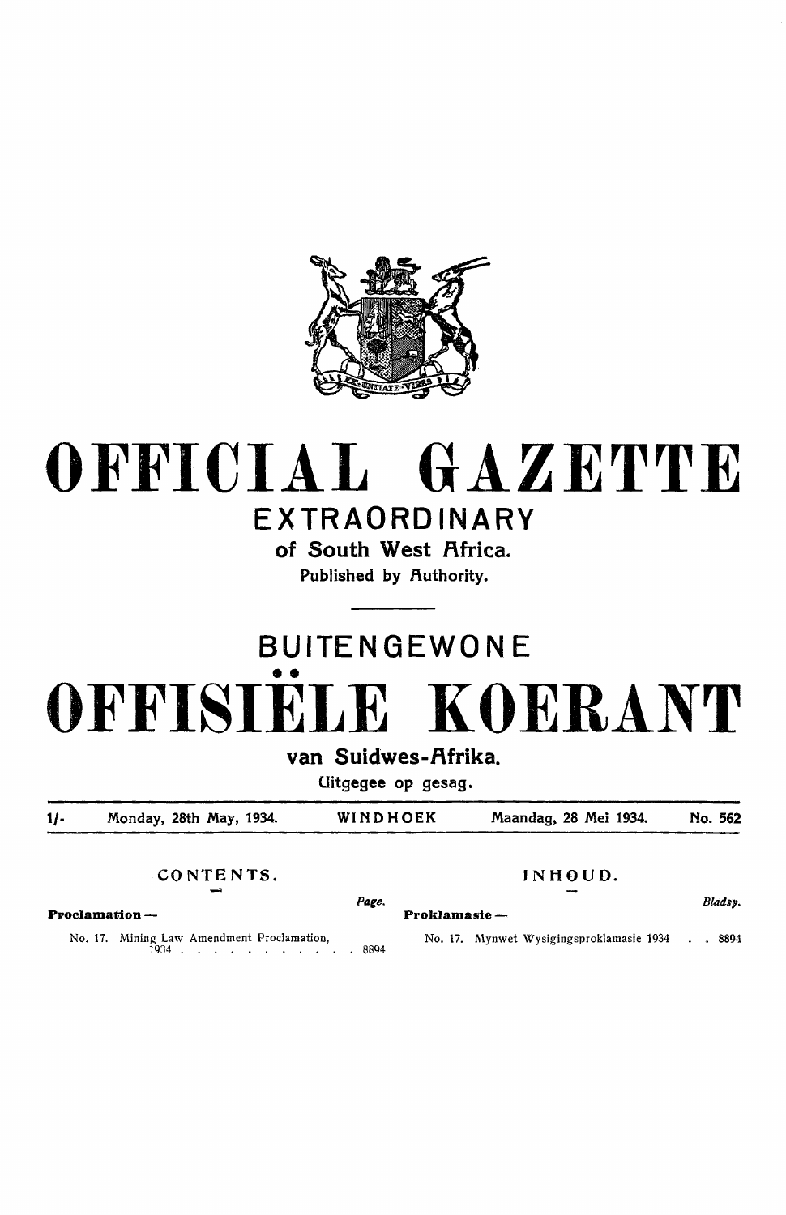# OFFICIAL GAZETTE

## EXTRAORDINARY

### of South West Africa.

Published by Authority.

# BUITENGEWONE OFFISIËLE KOERANT

### van Suidwes-Afrika.

Uitgegee op gesag.

| 1/- | Monday, 28th May, 1934. | WINDHOEK | Maandag, 28 Mei 1934. | No. 562 |
|---|---|---|---|---|

## CONTENTS.

| | Page. |
|---|---|
| **Proclamation —** | |
| No. 17. Mining Law Amendment Proclamation, 1934 | 8894 |

## INHOUD.

| | Bladsy. |
|---|---|
| **Proklamasie —** | |
| No. 17. Mynwet Wysigingsproklamasie 1934 | 8894 |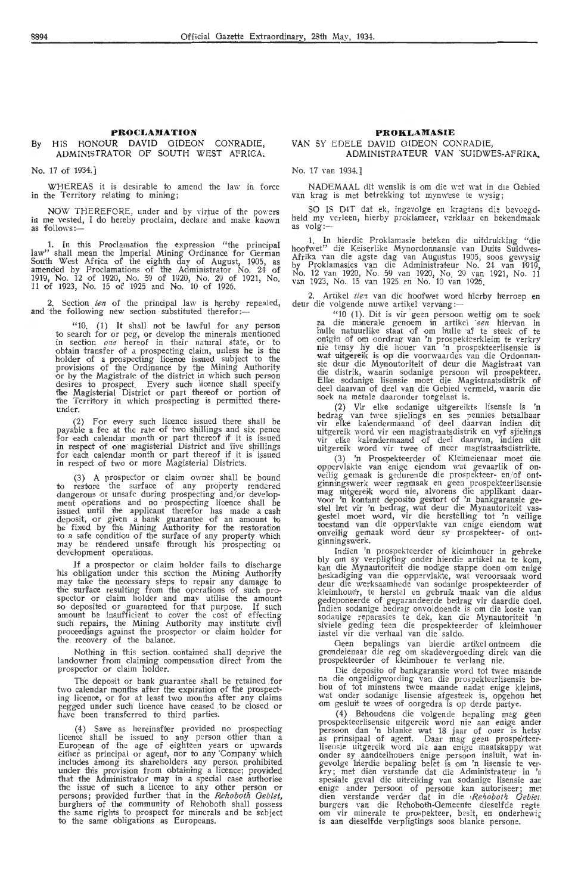## PROCLAMATION

By HIS HONOUR DAVID GIDEON CONRADIE, ADMINISTRATOR OF SOUTH WEST AFRICA.

No. 17 of 1934.]

WHEREAS it is desirable to amend the law in force in the Territory relating to mining;

NOW THEREFORE, under and by virtue of the powers in me vested, I do hereby proclaim, declare and make known as follows:—

1. In this Proclamation the expression "the principal law" shall mean the Imperial Mining Ordinance for German South West Africa of the eighth day of August, 1905, as amended by Proclamations of the Administrator No. 24 of 1919, No. 12 of 1920, No. 59 of 1920, No. 29 of 1921, No. 11 of 1923, No. 15 of 1925 and No. 10 of 1926.

2. Section *ten* of the principal law is hereby repealed, and the following new section substituted therefor:—

"10. (1) It shall not be lawful for any person to search for or peg, or develop the minerals mentioned in section *one* hereof in their natural state, or to obtain transfer of a prospecting claim, unless he is the holder of a prospecting licence issued subject to the provisions of the Ordinance by the Mining Authority or by the Magistrate of the district in which such person desires to prospect. Every such licence shall specify the Magisterial District or part thereof or portion of the Territory in which prospecting is permitted thereunder.

(2) For every such licence issued there shall be payable a fee at the rate of two shillings and six pence for each calendar month or part thereof if it is issued in respect of one magisterial District and five shillings for each calendar month or part thereof if it is issued in respect of two or more Magisterial Districts.

(3) A prospector or claim owner shall be bound to restore the surface of any property rendered dangerous or unsafe during prospecting and/or development operations and no prospecting licence shall be issued until the applicant therefor has made a cash deposit, or given a bank guarantee of an amount to be fixed by the Mining Authority for the restoration to a safe condition of the surface of any property which may be rendered unsafe through his prospecting or development operations.

If a prospector or claim holder fails to discharge his obligation under this section the Mining Authority may take the necessary steps to repair any damage to the surface resulting from the operations of such prospector or claim holder and may utilise the amount so deposited or guaranteed for that purpose. If such amount be insufficient to cover the cost of effecting such repairs, the Mining Authority may institute civil proceedings against the prospector or claim holder for the recovery of the balance.

Nothing in this section contained shall deprive the landowner from claiming compensation direct from the prospector or claim holder.

The deposit or bank guarantee shall be retained for two calendar months after the expiration of the prospecting licence, or for at least two months after any claims pegged under such licence have ceased to be closed or have been transferred to third parties.

(4) Save as hereinafter provided no prospecting licence shall be issued to any person other than a European of the age of eighteen years or upwards either as principal or agent, nor to any Company which includes among its shareholders any person prohibited under this provision from obtaining a licence; provided that the Administrator may in a special case authorise the issue of such a licence to any other person or persons; provided further that in the *Rehoboth Gebiet*, burghers of the community of Rehoboth shall possess the same rights to prospect for minerals and be subject to the same obligations as Europeans.

## PROKLAMASIE

VAN SY EDELE DAVID GIDEON CONRADIE, ADMINISTRATEUR VAN SUIDWES-AFRIKA.

No. 17 van 1934.]

NADEMAAL dit wenslik is om die wet wat in die Gebied van krag is met betrekking tot mynwese te wysig;

SO IS DIT dat ek, ingevolge en kragtens die bevoegdheid my verleen, hierby proklameer, verklaar en bekendmaak as volg:—

1. In hierdie Proklamasie beteken die uitdrukking "die hoofwet" die Keiserlike Mynordonnansie van Duits Suidwes-Afrika van die agste dag van Augustus 1905, soos gewysig by Proklamasies van die Administrateur No. 24 van 1919, No. 12 van 1920, No. 59 van 1920, No. 29 van 1921, No. 11 van 1923, No. 15 van 1925 en No. 10 van 1926.

2. Artikel *tien* van die hoofwet word hierby herroep en deur die volgende nuwe artikel vervang:—

"10 (1). Dit is vir geen persoon wettig om te soek na die minerale genoem in artikel *een* hiervan in hulle natuurlike staat of om hulle af te steek of te ontgin of om oordrag van 'n prospekteerkleim te verkry nie tensy hy die houer van 'n prospekteerlisensie is wat uitgereik is op die voorwaardes van die Ordonnansie deur die Mynoutoriteit of deur die Magistraat van die distrik, waarin sodanige persoon wil prospekteer. Elke sodanige lisensie moet die Magistraatsdistrik of deel daarvan of deel van die Gebied vermeld, waarin die soek na metale daaronder toegelaat is.

(2) Vir elke sodanige uitgereikte lisensie is 'n bedrag van twee sjielings en ses pennies betaalbaar vir elke kalendermaand of deel daarvan indien dit uitgereik word vir een magistraatsdistrik en vyf sjielings vir elke kalendermaand of deel daarvan, indien dit uitgereik word vir twee of meer magistraatsdistrikte.

(3) 'n Prospekteerder of Kleimeienaar moet die oppervlakte van enige eiendom wat gevaarlik of onveilig gemaak is gedurende die prospekteer- en/of ontginningswerk weer regmaak en geen prospekteerlisensie mag uitgereik word nie, alvorens die applikant daarvoor 'n kontant deposito gestort of 'n bankgaransie gestel het vir 'n bedrag, wat deur die Mynautoriteit vasgestel moet word, vir die herstelling tot 'n veilige toestand van die oppervlakte van enige eiendom wat onveilig gemaak word deur sy prospekteer- of ontginningswerk.

Indien 'n prospekteerder of kleimhouer in gebreke bly om sy verpligting onder hierdie artikel na te kom, kan die Mynautoriteit die nodige stappe doen om enige beskadiging van die oppervlakte, wat veroorsaak word deur die werksaamhede van sodanige prospekteerder of kleimhouer, te herstel en gebruik maak van die aldus gedeponeerde of gegarandeerde bedrag vir daardie doel. Indien sodanige bedrag onvoldoende is om die koste van sodanige reparasies te dek, kan die Mynautoriteit 'n siviele geding teen die prospekteerder of kleimhouer instel vir die verhaal van die saldo.

Geen bepalings van hierdie artikel ontneem die grondeienaar die reg om skadevergoeding direk van die prospekteerder of kleimhouer te verlang nie.

Die deposito of bankgaransie word tot twee maande na die ongeldigwording van die prospekteerlisensie behou of tot minstens twee maande nadat enige kleims, wat onder sodanige lisensie afgesteek is, opgehou het om gesluit te wees of oorgedra is op derde partye.

(4) Behoudens die volgende bepaling mag geen prospekteerlisensie uitgereik word nie aan enige ander persoon dan 'n blanke wat 18 jaar of ouer is hetsy as prinsipaal of agent. Daar mag geen prospekteerlisensie uitgereik word nie aan enige maatskappy wat onder sy aandeelhouers enige persoon insluit, wat ingevolge hierdie bepaling belet is om 'n lisensie te verkry; met dien verstande dat die Administrateur in 'n spesiale geval die uitreiking van sodanige lisensie aan enige ander persoon of persone kan autoriseer; met dien verstande verder dat in die *Rehoboth Gebiet* burgers van die Rehoboth-Gemeente dieselfde regte om vir minerale te prospekteer, besit, en onderhewig is aan dieselfde verpligtings soos blanke persone.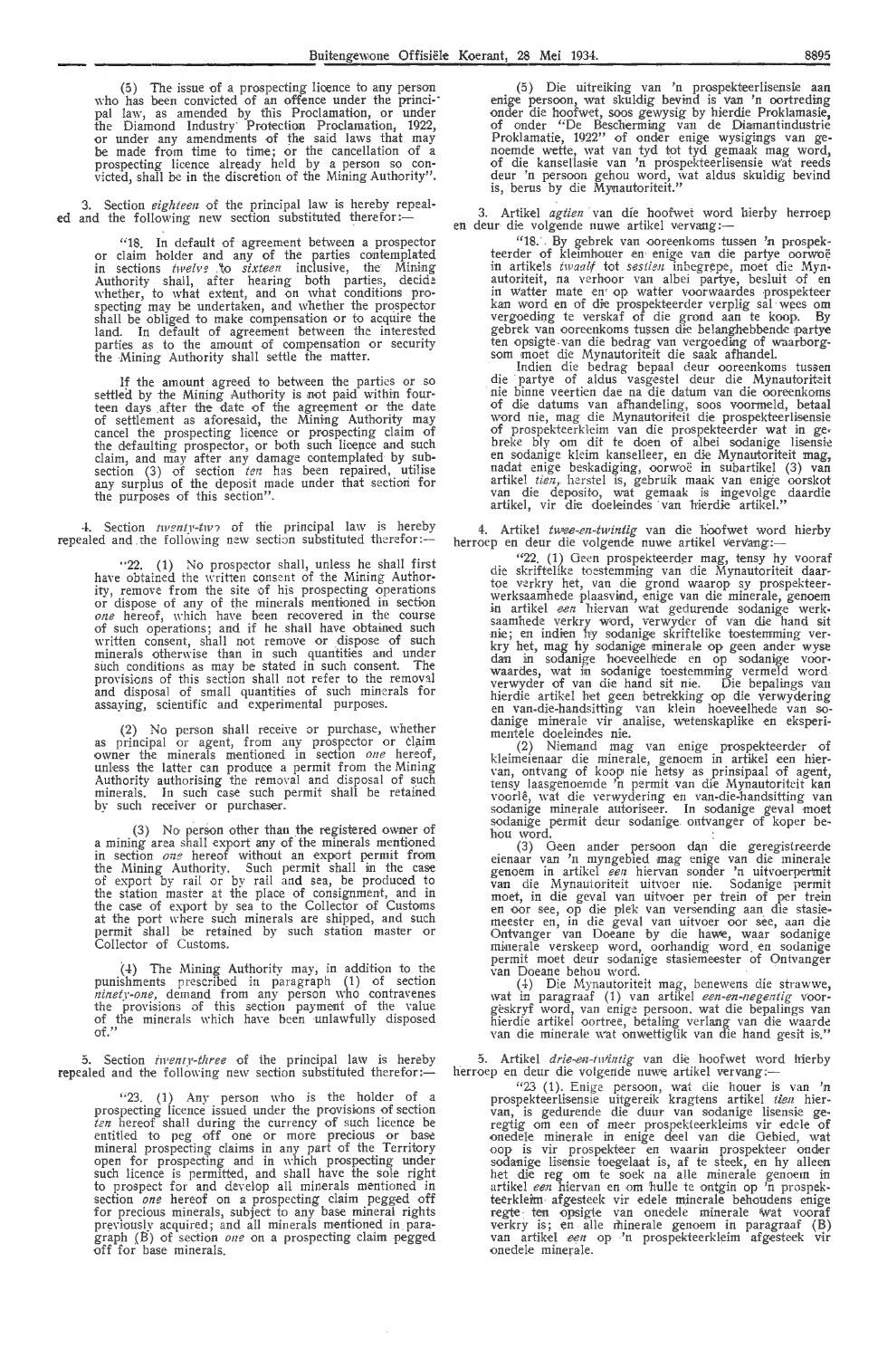(5) The issue of a prospecting licence to any person who has been convicted of an offence under the principal law, as amended by this Proclamation, or under the Diamond Industry Protection Proclamation, 1922, or under any amendments of the said laws that may be made from time to time; or the cancellation of a prospecting licence already held by a person so convicted, shall be in the discretion of the Mining Authority".

3. Section *eighteen* of the principal law is hereby repealed and the following new section substituted therefor:—

"18. In default of agreement between a prospector or claim holder and any of the parties contemplated in sections *twelve* to *sixteen* inclusive, the Mining Authority shall, after hearing both parties, decide whether, to what extent, and on what conditions prospecting may be undertaken, and whether the prospector shall be obliged to make compensation or to acquire the land. In default of agreement between the interested parties as to the amount of compensation or security the Mining Authority shall settle the matter.

If the amount agreed to between the parties or so settled by the Mining Authority is not paid within fourteen days after the date of the agreement or the date of settlement as aforesaid, the Mining Authority may cancel the prospecting licence or prospecting claim of the defaulting prospector, or both such licence and such claim, and may after any damage contemplated by subsection (3) of section *ten* has been repaired, utilise any surplus of the deposit made under that section for the purposes of this section".

4. Section *twenty-two* of the principal law is hereby repealed and the following new section substituted therefor:—

"22. (1) No prospector shall, unless he shall first have obtained the written consent of the Mining Authority, remove from the site of his prospecting operations or dispose of any of the minerals mentioned in section *one* hereof, which have been recovered in the course of such operations; and if he shall have obtained such written consent, shall not remove or dispose of such minerals otherwise than in such quantities and under such conditions as may be stated in such consent. The provisions of this section shall not refer to the removal and disposal of small quantities of such minerals for assaying, scientific and experimental purposes.

(2) No person shall receive or purchase, whether as principal or agent, from any prospector or claim owner the minerals mentioned in section *one* hereof, unless the latter can produce a permit from the Mining Authority authorising the removal and disposal of such minerals. In such case such permit shall be retained by such receiver or purchaser.

(3) No person other than the registered owner of a mining area shall export any of the minerals mentioned in section *one* hereof without an export permit from the Mining Authority. Such permit shall in the case of export by rail or by rail and sea, be produced to the station master at the place of consignment, and in the case of export by sea to the Collector of Customs at the port where such minerals are shipped, and such permit shall be retained by such station master or Collector of Customs.

(4) The Mining Authority may, in addition to the punishments prescribed in paragraph (1) of section *ninety-one*, demand from any person who contravenes the provisions of this section payment of the value of the minerals which have been unlawfully disposed of."

5. Section *twenty-three* of the principal law is hereby repealed and the following new section substituted therefor:—

"23. (1) Any person who is the holder of a prospecting licence issued under the provisions of section *ten* hereof shall during the currency of such licence be entitled to peg off one or more precious or base mineral prospecting claims in any part of the Territory open for prospecting and in which prospecting under such licence is permitted, and shall have the sole right to prospect for and develop all minerals mentioned in section *one* hereof on a prospecting claim pegged off for precious minerals, subject to any base mineral rights previously acquired; and all minerals mentioned in paragraph (B) of section *one* on a prospecting claim pegged off for base minerals.

(5) Die uitreiking van 'n prospekteerlisensie aan enige persoon, wat skuldig bevind is van 'n oortreding onder die hoofwet, soos gewysig by hierdie Proklamasie, of onder "De Bescherming van de Diamantindustrie Proklamatie, 1922" of onder enige wysigings van genoemde wette, wat van tyd tot tyd gemaak mag word, of die kansellasie van 'n prospekteerlisensie wat reeds deur 'n persoon gehou word, wat aldus skuldig bevind is, berus by die Mynautoriteit."

3. Artikel *agtien* van die hoofwet word hierby herroep en deur die volgende nuwe artikel vervang:—

"18. By gebrek van ooreenkoms tussen 'n prospekteerder of kleimhouer en enige van die partye oorwoë in artikels *twaalf* tot *sestien* inbegrepe, moet die Mynautoriteit, na verhoor van albei partye, besluit of en in watter mate en op watter voorwaardes prospekteer kan word en of die prospekteerder verplig sal wees om vergoeding te verskaf of die grond aan te koop. By gebrek van ooreenkoms tussen die belanghebbende partye ten opsigte van die bedrag van vergoeding of waarborgsom moet die Mynautoriteit die saak afhandel.

Indien die bedrag bepaal deur ooreenkoms tussen die partye of aldus vasgestel deur die Mynautoriteit nie binne veertien dae na die datum van die ooreenkoms of die datums van afhandeling, soos voormeld, betaal word nie, mag die Mynautoriteit die prospekteerlisensie of prospekteerkleim van die prospekteerder wat in gebreke bly om dit te doen of albei sodanige lisensie en sodanige kleim kanselleer, en die Mynautoriteit mag, nadat enige beskadiging, oorwoë in subartikel (3) van artikel *tien*, herstel is, gebruik maak van enige oorskot van die deposito, wat gemaak is ingevolge daardie artikel, vir die doeleindes van hierdie artikel."

4. Artikel *twee-en-twintig* van die hoofwet word hierby herroep en deur die volgende nuwe artikel vervang:—

"22. (1) Geen prospekteerder mag, tensy hy vooraf die skriftelike toestemming van die Mynautoriteit daartoe verkry het, van die grond waarop sy prospekteerwerksaamhede plaasvind, enige van die minerale, genoem in artikel *een* hiervan wat gedurende sodanige werksaamhede verkry word, verwyder of van die hand sit nie; en indien hy sodanige skriftelike toestemming verkry het, mag hy sodanige minerale op geen ander wyse dan in sodanige hoeveelhede en op sodanige voorwaardes, wat in sodanige toestemming vermeld word verwyder of van die hand sit nie. Die bepalings van hierdie artikel het geen betrekking op die verwydering en van-die-handsitting van klein hoeveelhede van sodanige minerale vir analise, wetenskaplike en eksperimentele doeleindes nie.

(2) Niemand mag van enige prospekteerder of kleimeienaar die minerale, genoem in artikel een hiervan, ontvang of koop nie hetsy as prinsipaal of agent, tensy laasgenoemde 'n permit van die Mynautoriteit kan voorlê, wat die verwydering en van-die-handsitting van sodanige minerale autoriseer. In sodanige geval moet sodanige permit deur sodanige ontvanger of koper behou word.

(3) Geen ander persoon dan die geregistreerde eienaar van 'n myngebied mag enige van die minerale genoem in artikel *een* hiervan sonder 'n uitvoerpermit van die Mynautoriteit uitvoer nie. Sodanige permit moet, in die geval van uitvoer per trein of per trein en oor see, op die plek van versending aan die stasiemeester en, in die geval van uitvoer oor see, aan die Ontvanger van Doeane by die hawe, waar sodanige minerale verskeep word, oorhandig word, en sodanige permit moet deur sodanige stasiemeester of Ontvanger van Doeane behou word.

(4) Die Mynautoriteit mag, benewens die strawwe, wat in paragraaf (1) van artikel *een-en-negentig* voorgeskryf word, van enige persoon. wat die bepalings van hierdie artikel oortree, betaling verlang van die waarde van die minerale wat onwettiglik van die hand gesit is."

5. Artikel *drie-en-twintig* van die hoofwet word hierby herroep en deur die volgende nuwe artikel vervang:—

"23 (1). Enige persoon, wat die houer is van 'n prospekteerlisensie uitgereik kragtens artikel *tien* hiervan, is gedurende die duur van sodanige lisensie geregtig om een of meer prospekteerkleims vir edele of onedele minerale in enige deel van die Gebied, wat oop is vir prospekteer en waarin prospekteer onder sodanige lisensie toegelaat is, af te steek, en hy alleen het die reg om te soek na alle minerale genoem in artikel *een* hiervan en om hulle te ontgin op 'n prospekteerkleim afgesteek vir edele minerale behoudens enige regte ten opsigte van onedele minerale wat vooraf verkry is; en alle minerale genoem in paragraaf (B) van artikel *een* op 'n prospekteerkleim afgesteek vir onedele minerale.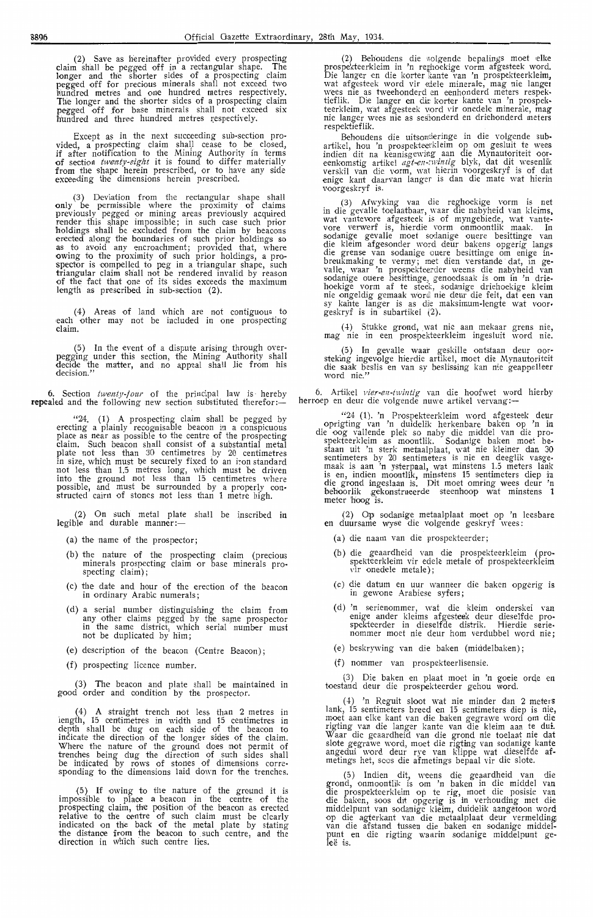(2) Save as hereinafter provided every prospecting claim shall be pegged off in a rectangular shape. The longer and the shorter sides of a prospecting claim pegged off for precious minerals shall not exceed two hundred metres and one hundred metres respectively. The longer and the shorter sides of a prospecting claim pegged off for base minerals shall not exceed six hundred and three hundred metres respectively.

Except as in the next succeeding sub-section provided, a prospecting claim shall cease to be closed, if after notification to the Mining Authority in terms of section *twenty-eight* it is found to differ materially from the shape herein prescribed, or to have any side exceeding the dimensions herein prescribed.

(3) Deviation from the rectangular shape shall only be permissible where the proximity of claims previously pegged or mining areas previously acquired render this shape impossible; in such case such prior holdings shall be excluded from the claim by beacons erected along the boundaries of such prior holdings so as to avoid any encroachment; provided that, where owing to the proximity of such prior holdings, a prospector is compelled to peg in a triangular shape, such triangular claim shall not be rendered invalid by reason of the fact that one of its sides exceeds the maximum length as prescribed in sub-section (2).

(4) Areas of land which are not contiguous to each other may not be included in one prospecting claim.

(5) In the event of a dispute arising through over-pegging under this section, the Mining Authority shall decide the matter, and no appeal shall lie from his decision."

6. Section *twenty-four* of the principal law is hereby repealed and the following new section substituted therefor:—

"24. (1) A prospecting claim shall be pegged by erecting a plainly recognisable beacon in a conspicuous place as near as possible to the centre of the prospecting claim. Such beacon shall consist of a substantial metal plate not less than 30 centimetres by 20 centimetres in size, which must be securely fixed to an iron standard not less than 1.5 metres long, which must be driven into the ground not less than 15 centimetres where possible, and must be surrounded by a properly constructed cairn of stones not less than 1 metre high.

(2) On such metal plate shall be inscribed in legible and durable manner:—

(a) the name of the prospector;

(b) the nature of the prospecting claim (precious minerals prospecting claim or base minerals prospecting claim);

(c) the date and hour of the erection of the beacon in ordinary Arabic numerals;

(d) a serial number distinguishing the claim from any other claims pegged by the same prospector in the same district, which serial number must not be duplicated by him;

(e) description of the beacon (Centre Beacon);

(f) prospecting licence number.

(3) The beacon and plate shall be maintained in good order and condition by the prospector.

(4) A straight trench not less than 2 metres in length, 15 centimetres in width and 15 centimetres in depth shall be dug on each side of the beacon to indicate the direction of the longer sides of the claim. Where the nature of the ground does not permit of trenches being dug the direction of such sides shall be indicated by rows of stones of dimensions corresponding to the dimensions laid down for the trenches.

(5) If owing to the nature of the ground it is impossible to place a beacon in the centre of the prospecting claim, the position of the beacon as erected relative to the centre of such claim must be clearly indicated on the back of the metal plate by stating the distance from the beacon to such centre, and the direction in which such centre lies.

(2) Behoudens die volgende bepalings moet elke prospekteerkleim in 'n reghoekige vorm afgesteek word. Die langer en die korter kante van 'n prospekteerkleim, wat afgesteek word vir edele minerale, mag nie langer wees nie as tweehonderd en eenhonderd meters respektieflik. Die langer en die korter kante van 'n prospekteerkleim, wat afgesteek word vir onedele minerale, mag nie langer wees nie as seshonderd en driehonderd meters respektieflik.

Behoudens die uitsonderinge in die volgende subartikel, hou 'n prospekteerkleim op om gesluit te wees indien dit na kennisgewing aan die Mynautoriteit ooreenkomstig artikel *agt-en-twintig* blyk, dat dit wesenlik verskil van die vorm, wat hierin voorgeskryf is of dat enige kant daarvan langer is dan die mate wat hierin voorgeskryf is.

(3) Afwyking van die reghoekige vorm is net in die gevalle toelaatbaar, waar die nabyheid van kleims, wat vantevore afgesteek is of myngebiede, wat vantevore verwerf is, hierdie vorm onmoontlik maak. In sodanige gevalle moet sodanige ouere besittinge van die kleim afgesonder word deur bakens opgerig langs die grense van sodanige ouere besittinge om enige inbreukmaking te vermy; met dien verstande dat, in gevalle, waar 'n prospekteerder weens die nabyheid van sodanige ouere besittinge, genoodsaak is om in 'n driehoekige vorm af te steek, sodanige driehoekige kleim nie ongeldig gemaak word nie deur die feit, dat een van sy kante langer is as die maksimum-lengte wat voorgeskryf is in subartikel (2).

(4) Stukke grond, wat nie aan mekaar grens nie, mag nie in een prospekteerkleim ingesluit word nie.

(5) In gevalle waar geskille ontstaan deur oorsteking ingevolge hierdie artikel, moet die Mynautoriteit die saak beslis en van sy beslissing kan nie geappelleer word nie."

6. Artikel *vier-en-twintig* van die hoofwet word hierby herroep en deur die volgende nuwe artikel vervang:—

"24 (1). 'n Prospekteerkleim word afgesteek deur oprigting van 'n duidelik herkenbare baken op 'n in die oog vallende plek so naby die middel van die prospekteerkleim as moontlik. Sodanige baken moet bestaan uit 'n sterk metaalplaat, wat nie kleiner dan 30 sentimeters by 20 sentimeters is nie en deeglik vasgemaak is aan 'n ysterpaal, wat minstens 1.5 meters lank is en, indien moontlik, minstens 15 sentimeters diep in die grond ingeslaan is. Dit moet omring wees deur 'n behoorlik gekonstrueerde steenhoop wat minstens 1 meter hoog is.

(2) Op sodanige metaalplaat moet op 'n leesbare en duursame wyse die volgende geskryf wees:

(a) die naam van die prospekteerder;

(b) die geaardheid van die prospekteerkleim (prospekteerkleim vir edele metale of prospekteerkleim vir onedele metale);

(c) die datum en uur wanneer die baken opgerig is in gewone Arabiese syfers;

(d) 'n serienommer, wat die kleim onderskei van enige ander kleims afgesteek deur dieselfde prospekteerder in dieselfde distrik. Hierdie serienommer moet nie deur hom verdubbel word nie;

(e) beskrywing van die baken (middelbaken);

(f) nommer van prospekteerlisensie.

(3) Die baken en plaat moet in 'n goeie orde en toestand deur die prospekteerder gehou word.

(4) 'n Reguit sloot wat nie minder dan 2 meters lank, 15 sentimeters breed en 15 sentimeters diep is nie, moet aan elke kant van die baken gegrawe word om die rigting van die langer kante van die kleim aan te dui. Waar die geaardheid van die grond nie toelaat nie dat slote gegrawe word, moet die rigting van sodanige kante angedui word deur rye van klippe wat dieselfde afmetings het, soos die afmetings bepaal vir die slote.

(5) Indien dit, weens die geaardheid van die grond, onmoontlik is om 'n baken in die middel van die prospekteerkleim op te rig, moet die posisie van die baken, soos dit opgerig is in verhouding met die middelpunt van sodanige kleim, duidelik aangetoon word op die agterkant van die metaalplaat deur vermelding van die afstand tussen die baken en sodanige middelpunt en die rigting waarin sodanige middelpunt geleë is.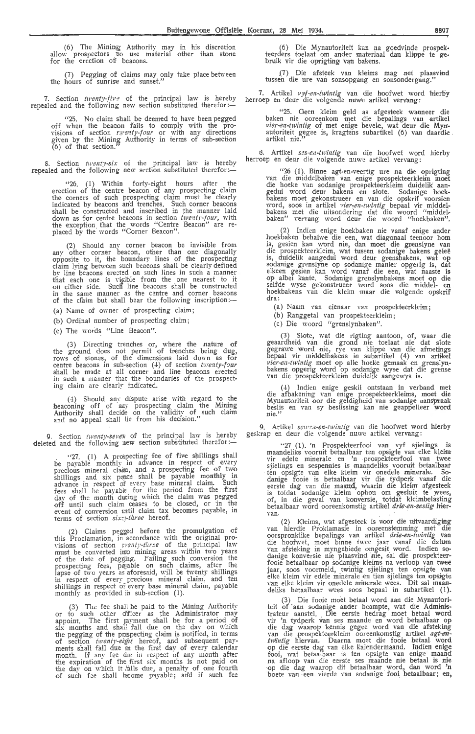(6) The Mining Authority may in his discretion allow prospectors to use material other than stone for the erection of beacons.

(7) Pegging of claims may only take place between the hours of sunrise and sunset."

7. Section *twenty-five* of the principal law is hereby repealed and the following new section substituted therefor:—

"25. No claim shall be deemed to have been pegged off when the beacon fails to comply with the provisions of section *twenty-four* or with any directions given by the Mining Authority in terms of sub-section (6) of that section."

8. Section *twenty-six* of the principal law is hereby repealed and the following new section substituted therefor:—

"26. (1) Within forty-eight hours after the erection of the centre beacon of any prospecting claim the corners of such prospecting claim must be clearly indicated by beacons and trenches. Such corner beacons shall be constructed and inscribed in the manner laid down as for centre beacons in section *twenty-four*, with the exception that the words "Centre Beacon" are replaced by the words "Corner Beacon".

(2) Should any corner beacon be invisible from any other corner beacon, other than one diagonally opposite to it, the boundary lines of the prospecting claim lying between such beacons shall be clearly defined by line beacons erected on such lines in such a manner that each one is visible from the one nearest to it on either side. Such line beacons shall be constructed in the same manner as the centre and corner beacons of the claim but shall bear the following inscription:—

(a) Name of owner of prospecting claim;

(b) Ordinal number of prospecting claim;

(c) The words "Line Beacon".

(3) Directing trenches or, where the nature of the ground does not permit of trenches being dug, rows of stones, of the dimensions laid down as for centre beacons in sub-section (4) of section *twenty-four* shall be made at all corner and line beacons erected in such a manner that the boundaries of the prospecting claim are clearly indicated.

(4) Should any dispute arise with regard to the beaconing off of any prospecting claim the Mining Authority shall decide on the validity of such claim and no appeal shall lie from his decision."

9. Section *twenty-seven* of the principal law is hereby deleted and the following new section substituted therefor:—

"27. (1) A prospecting fee of five shillings shall be payable monthly in advance in respect of every precious mineral claim, and a prospecting fee of two shillings and six pence shall be payable monthly in advance in respect of every base mineral claim. Such fees shall be payable for the period from the first day of the month during which the claim was pegged off until such claim ceases to be closed, or in the event of conversion until claim tax becomes payable, in terms of section *sixty-three* hereof.

(2) Claims pegged before the promulgation of this Proclamation, in accordance with the original provisions of section *twenty-three* of the principal law must be converted into mining areas within two years of the date of pegging. Failing such conversion the prospecting fees, payable on such claims, after the lapse of two years as aforesaid, will be twenty shillings in respect of every precious mineral claim, and ten shillings in respect of every base mineral claim, payable monthly as provided in sub-section (1).

(3) The fee shall be paid to the Mining Authority or to such other officer as the Administrator may appoint. The first payment shall be for a period of six months and shall fall due on the day on which the pegging of the prospecting claim is notified, in terms of section *twenty-eight* hereof, and subsequent payments shall fall due on the first day of every calendar month. If any fee due in respect of any month after the expiration of the first six months is not paid on the day on which it falls due, a penalty of one fourth of such fee shall become payable; and if such fee

(6) Die Mynautoriteit kan na goedvinde prospekteerders toelaat om ander materiaal dan klippe te gebruik vir die oprigting van bakens.

(7) Die afsteek van kleims mag net plaasvind tussen die ure van sonsopgang en sonsondergang."

7. Artikel *vyf-en-twintig* van die hoofwet word hierby herroep en deur die volgende nuwe artikel vervang:

"25. Geen kleim geld as afgesteek wanneer die baken nie ooreenkom met die bepalings van artikel *vier-en-twintig* of met enige bevele, wat deur die Mynautoriteit gegee is, kragtens subartikel (6) van daardie artikel nie."

8. Artikel *ses-en-twintig* van die hoofwet word hierby herroep en deur die volgende nuwe artikel vervang:

"26 (1). Binne agt-en-veertig ure na die oprigting van die middelbaken van enige prospekteerkleim moet die hoeke van sodanige prospekteerkleim duidelik aangedui word deur bakens en slote. Sodanige hoekbakens moet gekonstrueer en van die opskrif voorsien word, soos in artikel *vier-en-twintig* bepaal vir middelbakens met die uitsondering dat die woord "middelbaken" vervang word deur die woord "hoekbaken".

(2) Indien enige hoekbaken nie vanaf enige ander hoekbaken behalwe die een, wat diagonaal teenoor hom is, gesien kan word nie, dan moet die grenslyne van die prospekteerkleim, wat tussen sodanige bakens geleë is, duidelik aangedui word deur grensbakens, wat op sodanige grenslyne op sodanige manier opgerig is, dat elkeen gesien kan word vanaf die een, wat naaste is op albei kante. Sodanige grenslynbakens moet op die selfde wyse gekonstrueer word soos die middel- en hoekbakens van die kleim maar die volgende opskrif dra:

(a) Naam van eienaar van prospekteerkleim;

(b) Ranggetal van prospekteerkleim;

(c) Die woord "grenslynbaken".

(3) Slote, wat die rigting aantoon, of, waar die geaardheid van die grond nie toelaat nie dat slote gegrawe word nie, rye van klippe van die afmetings bepaal vir middelbakens in subartikel (4) van artikel *vier-en-twintig* moet op alle hoeke gemaak en grenslynbakens opgerig word op sodanige wyse dat die grense van die prospekteerkleim duidelik aangewys is.

(4) Indien enige geskil ontstaan in verband met die afbakening van enige prospekteerkleims, moet die Mynautoriteit oor die geldigheid van sodanige aanspraak beslis en van sy beslissing kan nie geappelleer word nie."

9. Artikel *sewe-en-twintig* van die hoofwet word hierby geskrap en deur die volgende nuwe artikel vervang:

"27 (1). 'n Prospekteerfooi van vyf sjielings is maandeliks vooruit betaalbaar ten opsigte van elke kleim vir edele minerale en 'n prospekteerfooi van twee sjielings en sespennies is maandeliks vooruit betaalbaar ten opsigte van elke kleim vir onedele minerale. Sodanige fooie is betaalbaar vir die tydperk vanaf die eerste dag van die maand, waarin die kleim afgesteek is totdat sodanige kleim ophou om gesluit te wees, of, in die geval van konversie, totdat kleimbelasting betaalbaar word ooreenkomstig artikel *drie-en-sestig* hiervan.

(2) Kleims, wat afgesteek is voor die uitvaardiging van hierdie Proklamasie in ooreenstemming met die oorspronklike bepalings van artikel *drie-en-twintig* van die hoofwet, moet binne twee jaar vanaf die datum van afsteking in myngebiede omgesit word. Indien sodanige konversie nie plaasvind nie, sal die prospekteerfooie betaalbaar op sodanige kleims na verloop van twee jaar, soos voormeld, twintig sjielings ten opsigte van elke kleim vir edele minerale en tien sjielings ten opsigte van elke kleim vir onedele minerale wees. Dit sal maandeliks betaalbaar wees soos bepaal in subartikel (1).

(3) Die fooie moet betaal word aan die Mynautoriteit of aan sodanige ander beampte, wat die Administrateur aanstel. Die eerste bedrag moet betaal word vir 'n tydperk van ses maande en word betaalbaar op die dag waarop kennis gegee word van die afsteking van die prospekteerkleim ooreenkomstig artikel *agt-en-twintig* hiervan. Daarna moet die fooie betaal word op die eerste dag van elke kalendermaand. Indien enige fooi, wat betaalbaar is ten opsigte van enige maand na afloop van die eerste ses maande nie betaal is nie op die dag waarop dit betaalbaar word, dan word 'n boete van een vierde van sodanige fooi betaalbaar; en,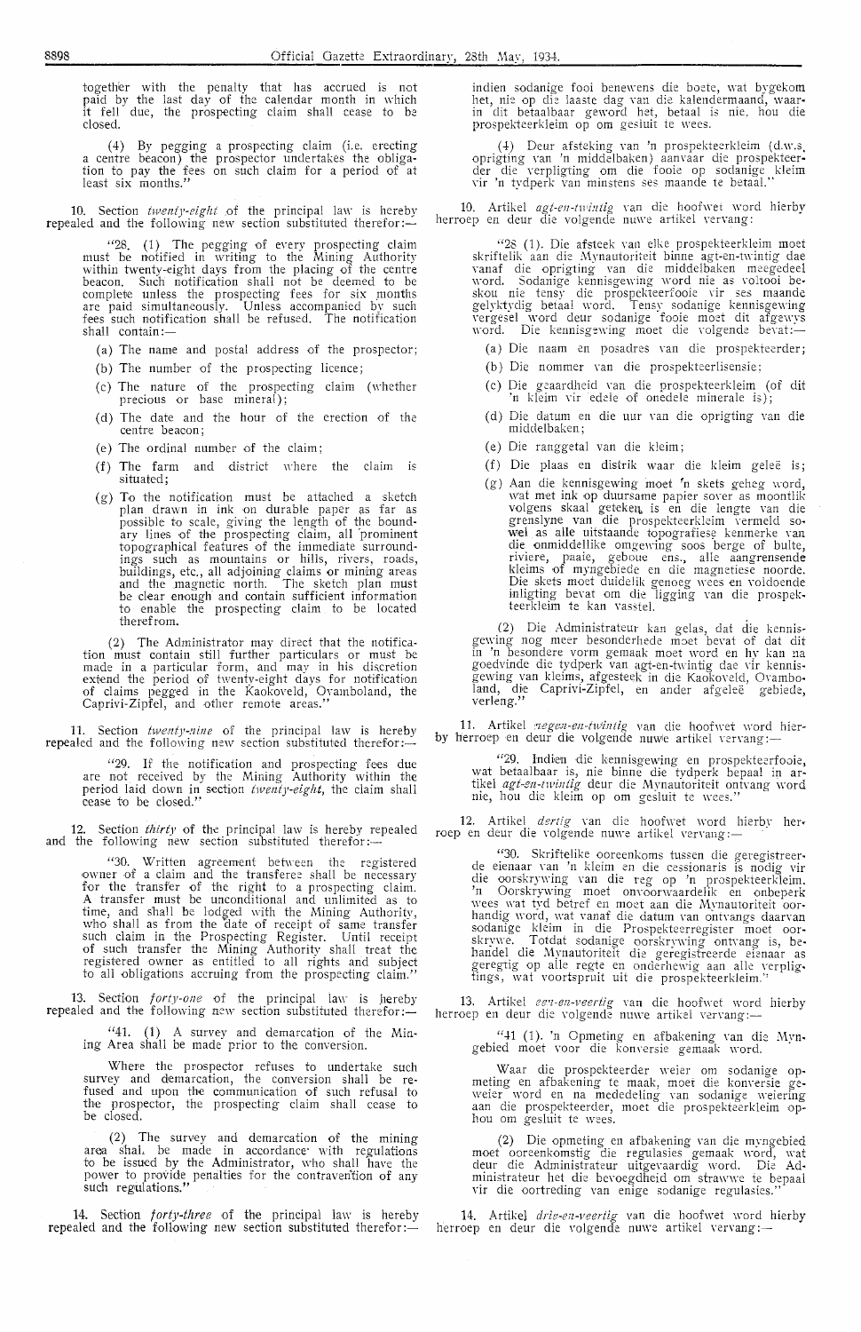together with the penalty that has accrued is not paid by the last day of the calendar month in which it fell due, the prospecting claim shall cease to be closed.

(4) By pegging a prospecting claim (i.e. erecting a centre beacon) the prospector undertakes the obligation to pay the fees on such claim for a period of at least six months."

10. Section *twenty-eight* of the principal law is hereby repealed and the following new section substituted therefor:—

"28. (1) The pegging of every prospecting claim must be notified in writing to the Mining Authority within twenty-eight days from the placing of the centre beacon. Such notification shall not be deemed to be complete unless the prospecting fees for six months are paid simultaneously. Unless accompanied by such fees such notification shall be refused. The notification shall contain:—

(a) The name and postal address of the prospector;

(b) The number of the prospecting licence;

(c) The nature of the prospecting claim (whether precious or base mineral);

(d) The date and the hour of the erection of the centre beacon;

(e) The ordinal number of the claim;

(f) The farm and district where the claim is situated;

(g) To the notification must be attached a sketch plan drawn in ink on durable paper as far as possible to scale, giving the length of the boundary lines of the prospecting claim, all prominent topographical features of the immediate surroundings such as mountains or hills, rivers, roads, buildings, etc., all adjoining claims or mining areas and the magnetic north. The sketch plan must be clear enough and contain sufficient information to enable the prospecting claim to be located therefrom.

(2) The Administrator may direct that the notification must contain still further particulars or must be made in a particular form, and may in his discretion extend the period of twenty-eight days for notification of claims pegged in the Kaokoveld, Ovamboland, the Caprivi-Zipfel, and other remote areas."

11. Section *twenty-nine* of the principal law is hereby repealed and the following new section substituted therefor:—

"29. If the notification and prospecting fees due are not received by the Mining Authority within the period laid down in section *twenty-eight*, the claim shall cease to be closed."

12. Section *thirty* of the principal law is hereby repealed and the following new section substituted therefor:—

"30. Written agreement between the registered owner of a claim and the transferee shall be necessary for the transfer of the right to a prospecting claim. A transfer must be unconditional and unlimited as to time, and shall be lodged with the Mining Authority, who shall as from the date of receipt of same transfer such claim in the Prospecting Register. Until receipt of such transfer the Mining Authority shall treat the registered owner as entitled to all rights and subject to all obligations accruing from the prospecting claim."

13. Section *forty-one* of the principal law is hereby repealed and the following new section substituted therefor:—

"41. (1) A survey and demarcation of the Mining Area shall be made prior to the conversion.

Where the prospector refuses to undertake such survey and demarcation, the conversion shall be refused and upon the communication of such refusal to the prospector, the prospecting claim shall cease to be closed.

(2) The survey and demarcation of the mining area shall be made in accordance with regulations to be issued by the Administrator, who shall have the power to provide penalties for the contravention of any such regulations."

14. Section *forty-three* of the principal law is hereby repealed and the following new section substituted therefor:—

indien sodanige fooi benewens die boete, wat bygekom het, nie op die laaste dag van die kalendermaand, waarin dit betaalbaar geword het, betaal is nie, hou die prospekteerkleim op om gesluit te wees.

(4) Deur afsteking van 'n prospekteerkleim (d.w.s. oprigting van 'n middelbaken) aanvaar die prospekteerder die verpligting om die fooie op sodanige kleim vir 'n tydperk van minstens ses maande te betaal."

10. Artikel *agt-en-twintig* van die hoofwet word hierby herroep en deur die volgende nuwe artikel vervang:

"28 (1). Die afsteek van elke prospekteerkleim moet skriftelik aan die Mynautoriteit binne agt-en-twintig dae vanaf die oprigting van die middelbaken meegedeel word. Sodanige kennisgewing word nie as voltooi beskou nie tensy die prospekteerfooie vir ses maande gelyktydig betaal word. Tensy sodanige kennisgewing vergesel word deur sodanige fooie moet dit afgewys word. Die kennisgewing moet die volgende bevat:—

(a) Die naam en posadres van die prospekteerder;

(b) Die nommer van die prospekteerlisensie;

(c) Die geaardheid van die prospekteerkleim (of dit 'n kleim vir edele of onedele minerale is);

(d) Die datum en die uur van die oprigting van die middelbaken;

(e) Die ranggetal van die kleim;

(f) Die plaas en distrik waar die kleim geleë is;

(g) Aan die kennisgewing moet 'n skets geheg word, wat met ink op duursame papier sover as moontlik volgens skaal geteken is en die lengte van die grenslyne van die prospekteerkleim vermeld sowel as alle uitstaande topografiese kenmerke van die onmiddellike omgewing soos berge of bulte, riviere, paaie, geboue ens., alle aangrensende kleims of myngebiede en die magnetiese noorde. Die skets moet duidelik genoeg wees en voldoende inligting bevat om die ligging van die prospekteerkleim te kan vasstel.

(2) Die Administrateur kan gelas, dat die kennisgewing nog meer besonderhede moet bevat of dat dit in 'n besondere vorm gemaak moet word en hy kan na goedvinde die tydperk van agt-en-twintig dae vir kennisgewing van kleims, afgesteek in die Kaokoveld, Ovamboland, die Caprivi-Zipfel, en ander afgeleë gebiede, verleng."

11. Artikel *negen-en-twintig* van die hoofwet word hierby herroep en deur die volgende nuwe artikel vervang:—

"29. Indien die kennisgewing en prospekteerfooie, wat betaalbaar is, nie binne die tydperk bepaal in artikel *agt-en-twintig* deur die Mynautoriteit ontvang word nie, hou die kleim op om gesluit te wees."

12. Artikel *dertig* van die hoofwet word hierby herroep en deur die volgende nuwe artikel vervang:—

"30. Skriftelike ooreenkoms tussen die geregistreerde eienaar van 'n kleim en die cessionaris is nodig vir die oorskrywing van die reg op 'n prospekteerkleim. 'n Oorskrywing moet onvoorwaardelik en onbeperk wees wat tyd betref en moet aan die Mynautoriteit oorhandig word, wat vanaf die datum van ontvangs daarvan sodanige kleim in die Prospekteerregister moet oorskrywe. Totdat sodanige oorskrywing ontvang is, behandel die Mynautoriteit die geregistreerde eienaar as geregtig op alle regte en onderhewig aan alle verpligtings, wat voortspruit uit die prospekteerkleim."

13. Artikel *een-en-veertig* van die hoofwet word hierby herroep en deur die volgende nuwe artikel vervang:—

"41 (1). 'n Opmeting en afbakening van die Myngebied moet voor die konversie gemaak word.

Waar die prospekteerder weier om sodanige opmeting en afbakening te maak, moet die konversie geweier word en na mededeling van sodanige weiering aan die prospekteerder, moet die prospekteerkleim ophou om gesluit te wees.

(2) Die opmeting en afbakening van die myngebied moet ooreenkomstig die regulasies gemaak word, wat deur die Administrateur uitgevaardig word. Die Administrateur het die bevoegdheid om strawwe te bepaal vir die oortreding van enige sodanige regulasies."

14. Artikel *drie-en-veertig* van die hoofwet word hierby herroep en deur die volgende nuwe artikel vervang:—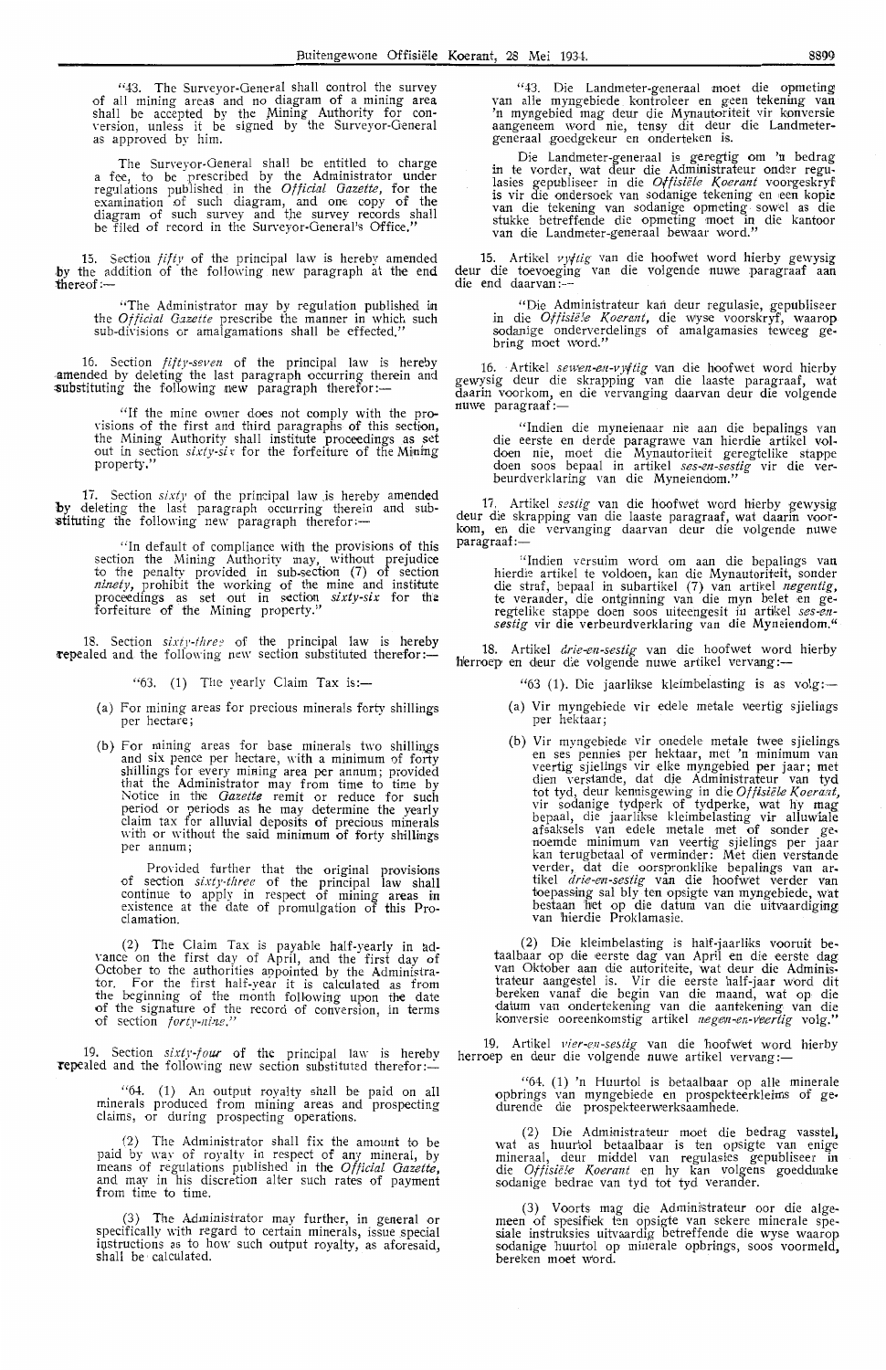"43. The Surveyor-General shall control the survey of all mining areas and no diagram of a mining area shall be accepted by the Mining Authority for conversion, unless it be signed by the Surveyor-General as approved by him.

The Surveyor-General shall be entitled to charge a fee, to be prescribed by the Administrator under regulations published in the *Official Gazette*, for the examination of such diagram, and one copy of the diagram of such survey and the survey records shall be filed of record in the Surveyor-General's Office."

15. Section *fifty* of the principal law is hereby amended by the addition of the following new paragraph at the end thereof:—

"The Administrator may by regulation published in the *Official Gazette* prescribe the manner in which such sub-divisions or amalgamations shall be effected."

16. Section *fifty-seven* of the principal law is hereby amended by deleting the last paragraph occurring therein and substituting the following new paragraph therefor:—

"If the mine owner does not comply with the provisions of the first and third paragraphs of this section, the Mining Authority shall institute proceedings as set out in section *sixty-six* for the forfeiture of the Mining property."

17. Section *sixty* of the principal law is hereby amended by deleting the last paragraph occurring therein and substituting the following new paragraph therefor:—

"In default of compliance with the provisions of this section the Mining Authority may, without prejudice to the penalty provided in sub-section (7) of section *ninety*, prohibit the working of the mine and institute proceedings as set out in section *sixty-six* for the forfeiture of the Mining property."

18. Section *sixty-three* of the principal law is hereby repealed and the following new section substituted therefor:—

"63. (1) The yearly Claim Tax is:—

(a) For mining areas for precious minerals forty shillings per hectare;

(b) For mining areas for base minerals two shillings and six pence per hectare, with a minimum of forty shillings for every mining area per annum; provided that the Administrator may from time to time by Notice in the *Gazette* remit or reduce for such period or periods as he may determine the yearly claim tax for alluvial deposits of precious minerals with or without the said minimum of forty shillings per annum;

Provided further that the original provisions of section *sixty-three* of the principal law shall continue to apply in respect of mining areas in existence at the date of promulgation of this Proclamation.

(2) The Claim Tax is payable half-yearly in advance on the first day of April, and the first day of October to the authorities appointed by the Administrator. For the first half-year it is calculated as from the beginning of the month following upon the date of the signature of the record of conversion, in terms of section *forty-nine*."

19. Section *sixty-four* of the principal law is hereby repealed and the following new section substituted therefor:—

"64. (1) An output royalty shall be paid on all minerals produced from mining areas and prospecting claims, or during prospecting operations.

(2) The Administrator shall fix the amount to be paid by way of royalty in respect of any mineral, by means of regulations published in the *Official Gazette*, and may in his discretion alter such rates of payment from time to time.

(3) The Administrator may further, in general or specifically with regard to certain minerals, issue special instructions as to how such output royalty, as aforesaid, shall be calculated.

"43. Die Landmeter-generaal moet die opmeting van alle myngebiede kontroleer en geen tekening van 'n myngebied mag deur die Mynautoriteit vir konversie aangeneem word nie, tensy dit deur die Landmeter-generaal goedgekeur en onderteken is.

Die Landmeter-generaal is geregtig om 'n bedrag in te vorder, wat deur die Administrateur onder regulasies gepubliseer in die *Offisiële Koerant* voorgeskryf is vir die ondersoek van sodanige tekening en een kopie van die tekening van sodanige opmeting sowel as die stukke betreffende die opmeting moet in die kantoor van die Landmeter-generaal bewaar word."

15. Artikel *vyftig* van die hoofwet word hierby gewysig deur die toevoeging van die volgende nuwe paragraaf aan die end daarvan:—

"Die Administrateur kan deur regulasie, gepubliseer in die *Offisiële Koerant*, die wyse voorskryf, waarop sodanige onderverdelings of amalgamasies teweeg gebring moet word."

16. Artikel *sewen-en-vyftig* van die hoofwet word hierby gewysig deur die skrapping van die laaste paragraaf, wat daarin voorkom, en die vervanging daarvan deur die volgende nuwe paragraaf:—

"Indien die myneienaar nie aan die bepalings van die eerste en derde paragrawe van hierdie artikel voldoen nie, moet die Mynautoriteit geregtelike stappe doen soos bepaal in artikel *ses-en-sestig* vir die verbeurdverklaring van die Myneiendom."

17. Artikel *sestig* van die hoofwet word hierby gewysig deur die skrapping van die laaste paragraaf, wat daarin voorkom, en die vervanging daarvan deur die volgende nuwe paragraaf:—

"Indien versuim word om aan die bepalings van hierdie artikel te voldoen, kan die Mynautoriteit, sonder die straf, bepaal in subartikel (7) van artikel *negentig*, te verander, die ontginning van die myn belet en geregtelike stappe doen soos uiteengesit in artikel *ses-en-sestig* vir die verbeurdverklaring van die Myneiendom."

18. Artikel *drie-en-sestig* van die hoofwet word hierby herroep en deur die volgende nuwe artikel vervang:—

"63 (1). Die jaarlikse kleimbelasting is as volg:—

(a) Vir myngebiede vir edele metale veertig sjielings per hektaar;

(b) Vir myngebiede vir onedele metale twee sjielings en ses pennies per hektaar, met 'n minimum van veertig sjielings vir elke myngebied per jaar; met dien verstande, dat die Administrateur van tyd tot tyd, deur kennisgewing in die *Offisiële Koerant*, vir sodanige tydperk of tydperke, wat hy mag bepaal, die jaarlikse kleimbelasting vir alluwiale afsaksels van edele metale met of sonder genoemde minimum van veertig sjielings per jaar kan terugbetaal of verminder: Met dien verstande verder, dat die oorspronklike bepalings van artikel *drie-en-sestig* van die hoofwet verder van toepassing sal bly ten opsigte van myngebiede, wat bestaan het op die datum van die uitvaardiging van hierdie Proklamasie.

(2) Die kleimbelasting is half-jaarliks vooruit betaalbaar op die eerste dag van April en die eerste dag van Oktober aan die autoriteite, wat deur die Administrateur aangestel is. Vir die eerste half-jaar word dit bereken vanaf die begin van die maand, wat op die datum van ondertekening van die aantekening van die konversie ooreenkomstig artikel *negen-en-veertig* volg."

19. Artikel *vier-en-sestig* van die hoofwet word hierby herroep en deur die volgende nuwe artikel vervang:—

"64. (1) 'n Huurtol is betaalbaar op alle minerale opbrings van myngebiede en prospekteerkleims of gedurende die prospekteerwerksaamhede.

(2) Die Administrateur moet die bedrag vasstel, wat as huurtol betaalbaar is ten opsigte van enige mineraal, deur middel van regulasies gepubliseer in die *Offisiële Koerant* en hy kan volgens goeddunke sodanige bedrae van tyd tot tyd verander.

(3) Voorts mag die Administrateur oor die algemeen of spesifiek ten opsigte van sekere minerale spesiale instruksies uitvaardig betreffende die wyse waarop sodanige huurtol op minerale opbrings, soos voormeld, bereken moet word.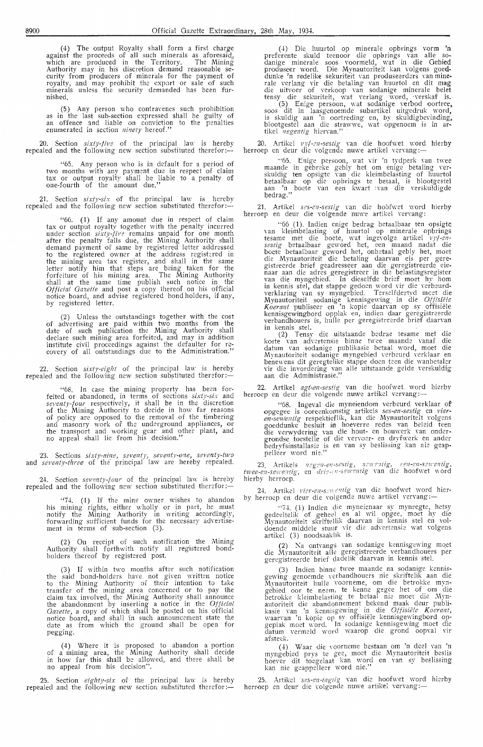(4) The output Royalty shall form a first charge against the proceeds of all such minerals as aforesaid, which are produced in the Territory. The Mining Authority may in his discretion demand reasonable security from producers of minerals for the payment of royalty, and may prohibit the export or sale of such minerals unless the security demanded has been furnished.

(5) Any person who contravenes such prohibition as in the last sub-section expressed shall be guilty of an offence and liable on conviction to the penalties enumerated in section *ninety* hereof."

20. Section *sixty-five* of the principal law is hereby repealed and the following new section substituted therefor:—

"65. Any person who is in default for a period of two months with any payment due in respect of claim tax or output royalty shall be liable to a penalty of one-fourth of the amount due."

21. Section *sixty-six* of the principal law is hereby repealed and the following new section substituted therefor:—

"66. (1) If any amount due in respect of claim tax or output royalty together with the penalty incurred under section *sixty-five* remains unpaid for one month after the penalty falls due, the Mining Authority shall demand payment of same by registered letter addressed to the registered owner at the address registered in the mining area tax register, and shall in the same letter notify him that steps are being taken for the forfeiture of his mining area. The Mining Authority shall at the same time publish such notice in the *Official Gazette* and post a copy thereof on his official notice board, and advise registered bond holders, if any, by registered letter.

(2) Unless the outstandings together with the cost of advertising are paid within two months from the date of such publication the Mining Authority shall declare such mining area forfeited, and may in addition institute civil proceedings against the defaulter for recovery of all outstandings due to the Administration."

22. Section *sixty-eight* of the principal law is hereby repealed and the following new section substituted therefor:—

"68. In case the mining property has been forfeited or abandoned, in terms of sections *sixty-six* and *seventy-four* respectively, it shall be in the discretion of the Mining Authority to decide in how far reasons of policy are opposed to the removal of the timbering and masonry work of the underground appliances, or the transport and working gear and other plant, and no appeal shall lie from his decision."

23. Sections *sixty-nine, seventy, seventy-one, seventy-two* and *seventy-three* of the principal law are hereby repealed.

24. Section *seventy-four* of the principal law is hereby repealed and the following new section substituted therefor:—

"74. (1) If the mine owner wishes to abandon his mining rights, either wholly or in part, he must notify the Mining Authority in writing accordingly, forwarding sufficient funds for the necessary advertisement in terms of sub-section (3).

(2) On receipt of such notification the Mining Authority shall forthwith notify all registered bondholders thereof by registered post.

(3) If within two months after such notification the said bond-holders have not given written notice to the Mining Authority of their intention to take transfer of the mining area concerned or to pay the claim tax involved, the Mining Authority shall announce the abandonment by inserting a notice in the *Official Gazette*, a copy of which shall be posted on his official notice board, and shall in such announcement state the date as from which the ground shall be open for pegging.

(4) Where it is proposed to abandon a portion of a mining area, the Mining Authority shall decide in how far this shall be allowed, and there shall be no appeal from his decision".

25. Section *eighty-six* of the principal law is hereby repealed and the following new section substituted therefor:—

(4) Die huurtol op minerale opbrings vorm 'n preferente skuld teenoor die opbrings van alle sodanige minerale soos voormeld, wat in die Gebied produseer word. Die Mynautoriteit kan volgens goeddunke 'n redelike sekuriteit van produseerders van minerale verlang vir die betaling van huurtol en dit mag die uitvoer of verkoop van sodanige minerale belet tensy die sekuriteit, wat verlang word, verskaf is.

(5) Enige persoon, wat sodanige verbod oortree, soos dit in laasgenoemde subartikel uitgedruk word, is skuldig aan 'n oortreding en, by skuldigbevinding, blootgestel aan die strawwe, wat opgenoem is in artikel *negentig* hiervan."

20. Artikel *vyf-en-sestig* van die hoofwet word hierby herroep en deur die volgende nuwe artikel vervang:—

"65. Enige persoon, wat vir 'n tydperk van twee maande in gebreke gebly het om enige betaling verskuldig ten opsigte van die kleimbelasting of huurtol betaalbaar op die opbrings te betaal, is blootgestel aan 'n boete van een kwart van die verskuldigde bedrag."

21. Artikel *ses-en-sestig* van die hoofwet word hierby herroep en deur die volgende nuwe artikel vervang:—

"66 (1). Indien enige bedrag betaalbaar ten opsigte van kleimbelasting of huurtol op minerale opbrings tesame met die boete, wat ingevolge artikel *vyf-en-sestig* betaalbaar geword het, een maand nadat die boete betaalbaar geword het, onbetaal gebly het, moet die Mynautoriteit die betaling daarvan eis per geregistreerde brief geadresseer aan die geregistreerde eienaar aan die adres geregistreer in die belastingsregister van die myngebied. In dieselfde brief moet hy hom in kennis stel, dat stappe gedoen word vir die verbeurdverklaring van sy myngebied. Terselfdertyd moet die Mynautoriteit sodanige kennisgewing in die *Offisiële Koerant* publiseer en 'n kopie daarvan op sy offisiële kennisgewingbord opplak en, indien daar geregistreerde verbandhouers is, hulle per geregistreerde brief daarvan in kennis stel.

(2) Tensy die uitstaande bedrae tesame met die koste van advertensie binne twee maande vanaf die datum van sodanige publikasie betaal word, moet die Mynautoriteit sodanige myngebied verbeurd verklaar en benewens dit geregtelike stappe doen teen die wanbetaler vir die invordering van alle uitstaande gelde verskuldig aan die Administrasie."

22. Artikel *agt-en-sestig* van die hoofwet word hierby herroep en deur die volgende nuwe artikel vervang:—

"68. Ingeval die myneiendom verbeurd verklaar of opgegee is ooreenkomstig artikels *ses-en-sestig* en *vier-en-sewentig* respektieflik, kan die Mynautoriteit volgens goeddunke besluit in hoeverre redes van beleid teen die verwydering van die hout- en bouwerk van ondergrondse toestelle of die vervoer- en dryfwerk en ander bedryfsinstallasie is en van sy beslissing kan nie geappelleer word nie."

23. Artikels *negen-en-sestig, sewentig, een-en-sewentig, twee-en-sewentig,* en *drie-en-sewentig* van die hoofwet word hierby herroep.

24. Artikel *vier-en-sewentig* van die hoofwet word hierby herroep en deur die volgende nuwe artikel vervang:—

"74. (1) Indien die myneienaar sy mynregte, hetsy gedeeltelik of geheel en al wil opgee, moet hy die Mynautoriteit skriftelik daarvan in kennis stel en voldoende middele stuur vir die advertensie wat volgens artikel (3) noodsaaklik is.

(2) Na ontvangs van sodanige kennisgewing moet die Mynautoriteit alle geregistreerde verbandhouers per geregistreerde brief dadelik daarvan in kennis stel.

(3) Indien binne twee maande na sodanige kennisgewing genoemde verbandhouers nie skriftelik aan die Mynautoriteit hulle voorneme, om die betrokke myngebied oor te neem, te kenne gegee het of om die betrokke kleimbelasting te betaal nie moet die Mynautoriteit die abandonnement bekend maak deur publikasie van 'n kennisgewing in die *Offisiële Koerant*, waarvan 'n kopie op sy offisiële kennisgewingbord opgeplak moet word. In sodanige kennisgewing moet die datum vermeld word waarop die grond oopval vir afsteek.

(4) Waar die voorneme bestaan om 'n deel van 'n myngebied prys te gee, moet die Mynautoriteit beslis hoever dit toegelaat kan word en van sy beslissing kan nie geappelleer word nie."

25. Artikel *ses-en-tagtig* van die hoofwet word hierby herroep en deur die volgende nuwe artikel vervang:—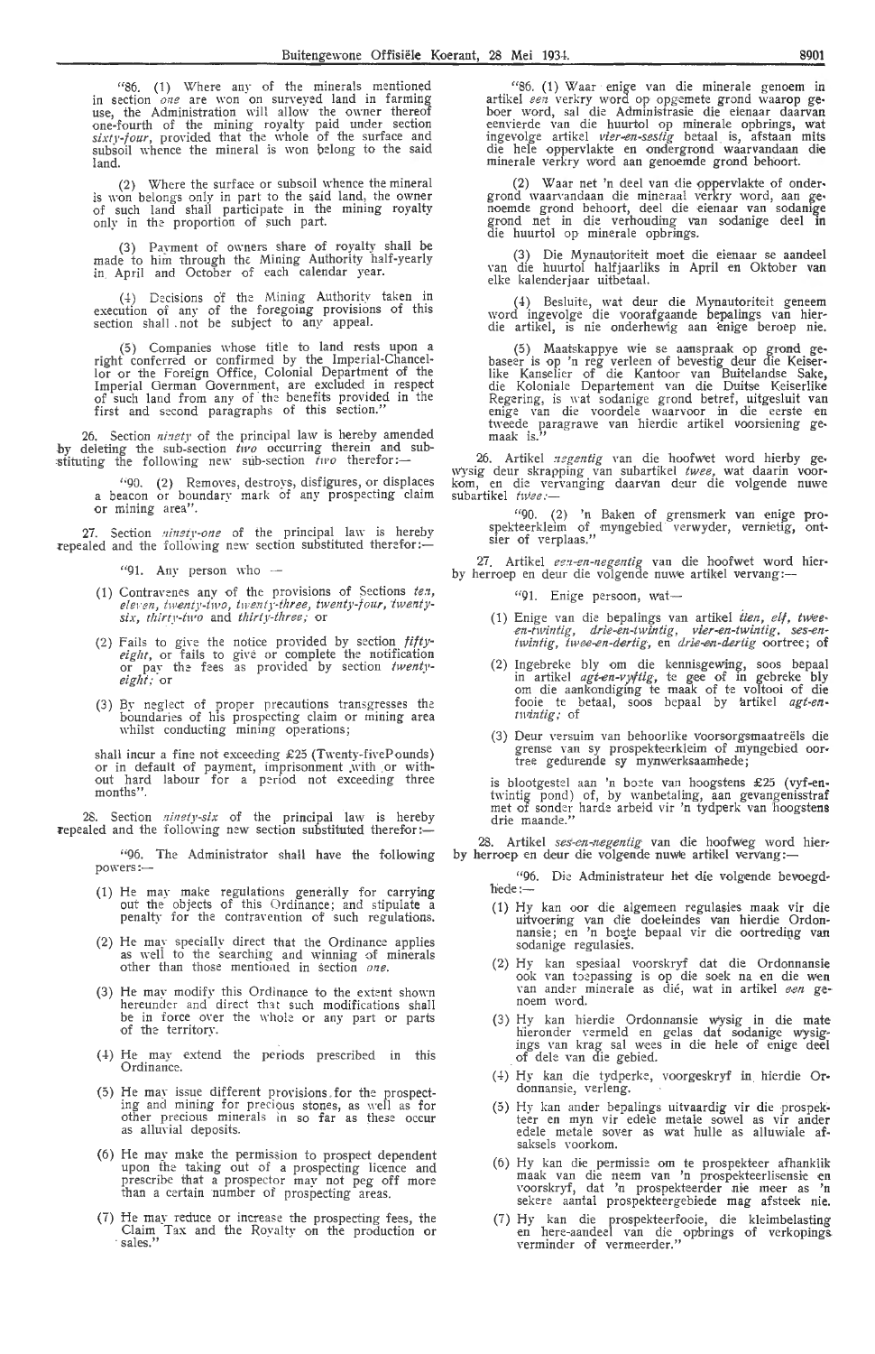"86. (1) Where any of the minerals mentioned in section *one* are won on surveyed land in farming use, the Administration will allow the owner thereof one-fourth of the mining royalty paid under section *sixty-four*, provided that the whole of the surface and subsoil whence the mineral is won belong to the said land.

(2) Where the surface or subsoil whence the mineral is won belongs only in part to the said land, the owner of such land shall participate in the mining royalty only in the proportion of such part.

(3) Payment of owners share of royalty shall be made to him through the Mining Authority half-yearly in April and October of each calendar year.

(4) Decisions of the Mining Authority taken in execution of any of the foregoing provisions of this section shall not be subject to any appeal.

(5) Companies whose title to land rests upon a right conferred or confirmed by the Imperial-Chancellor or the Foreign Office, Colonial Department of the Imperial German Government, are excluded in respect of such land from any of the benefits provided in the first and second paragraphs of this section."

26. Section *ninety* of the principal law is hereby amended by deleting the sub-section *two* occurring therein and substituting the following new sub-section *two* therefor:—

"90. (2) Removes, destroys, disfigures, or displaces a beacon or boundary mark of any prospecting claim or mining area".

27. Section *ninety-one* of the principal law is hereby repealed and the following new section substituted therefor:—

"91. Any person who —

(1) Contravenes any of the provisions of Sections *ten, eleven, twenty-two, twenty-three, twenty-four, twenty-six, thirty-two* and *thirty-three;* or

(2) Fails to give the notice provided by section *fifty-eight*, or fails to give or complete the notification or pay the fees as provided by section *twenty-eight;* or

(3) By neglect of proper precautions transgresses the boundaries of his prospecting claim or mining area whilst conducting mining operations;

shall incur a fine not exceeding £25 (Twenty-five Pounds) or in default of payment, imprisonment with or without hard labour for a period not exceeding three months".

28. Section *ninety-six* of the principal law is hereby repealed and the following new section substituted therefor:—

"96. The Administrator shall have the following powers:—

(1) He may make regulations generally for carrying out the objects of this Ordinance; and stipulate a penalty for the contravention of such regulations.

(2) He may specially direct that the Ordinance applies as well to the searching and winning of minerals other than those mentioned in section *one*.

(3) He may modify this Ordinance to the extent shown hereunder and direct that such modifications shall be in force over the whole or any part or parts of the territory.

(4) He may extend the periods prescribed in this Ordinance.

(5) He may issue different provisions for the prospecting and mining for precious stones, as well as for other precious minerals in so far as these occur as alluvial deposits.

(6) He may make the permission to prospect dependent upon the taking out of a prospecting licence and prescribe that a prospector may not peg off more than a certain number of prospecting areas.

(7) He may reduce or increase the prospecting fees, the Claim Tax and the Royalty on the production or sales."

"86. (1) Waar enige van die minerale genoem in artikel *een* verkry word op opgemete grond waarop geboer word, sal die Administrasie die eienaar daarvan eenvierde van die huurtol op minerale opbrings, wat ingevolge artikel *vier-en-sestig* betaal is, afstaan mits die hele oppervlakte en ondergrond waarvandaan die minerale verkry word aan genoemde grond behoort.

(2) Waar net 'n deel van die oppervlakte of ondergrond waarvandaan die mineraal verkry word, aan genoemde grond behoort, deel die eienaar van sodanige grond net in die verhouding van sodanige deel in die huurtol op minerale opbrings.

(3) Die Mynautoriteit moet die eienaar se aandeel van die huurtol halfjaarliks in April en Oktober van elke kalenderjaar uitbetaal.

(4) Besluite, wat deur die Mynautoriteit geneem word ingevolge die voorafgaande bepalings van hierdie artikel, is nie onderhewig aan enige beroep nie.

(5) Maatskappye wie se aanspraak op grond gebaseer is op 'n reg verleen of bevestig deur die Keiserlike Kanselier of die Kantoor van Buitelandse Sake, die Koloniale Departement van die Duitse Keiserlike Regering, is wat sodanige grond betref, uitgesluit van enige van die voordele waarvoor in die eerste en tweede paragrawe van hierdie artikel voorsiening gemaak is."

26. Artikel *negentig* van die hoofwet word hierby gewysig deur skrapping van subartikel *twee*, wat daarin voorkom, en die vervanging daarvan deur die volgende nuwe subartikel *twee*:—

"90. (2) 'n Baken of grensmerk van enige prospekteerkleim of myngebied verwyder, vernietig, ontsier of verplaas."

27. Artikel *een-en-negentig* van die hoofwet word hierby herroep en deur die volgende nuwe artikel vervang:—

"91. Enige persoon, wat—

(1) Enige van die bepalings van artikel *tien, elf, twee-en-twintig, drie-en-twintig, vier-en-twintig, ses-en-twintig, twee-en-dertig,* en *drie-en-dertig* oortree; of

(2) Ingebreke bly om die kennisgewing, soos bepaal in artikel *agt-en-vyftig*, te gee of in gebreke bly om die aankondiging te maak of te voltooi of die fooie te betaal, soos bepaal by artikel *agt-en-twintig;* of

(3) Deur versuim van behoorlike voorsorgsmaatreëls die grense van sy prospekteerkleim of myngebied oortree gedurende sy mynwerksaamhede;

is blootgestel aan 'n boete van hoogstens £25 (vyf-en-twintig pond) of, by wanbetaling, aan gevangenisstraf met of sonder harde arbeid vir 'n tydperk van hoogstens drie maande."

28. Artikel *ses-en-negentig* van die hoofwet word hierby herroep en deur die volgende nuwe artikel vervang:—

"96. Die Administrateur het die volgende bevoegdhede:—

(1) Hy kan oor die algemeen regulasies maak vir die uitvoering van die doeleindes van hierdie Ordonnansie; en 'n boete bepaal vir die oortreding van sodanige regulasies.

(2) Hy kan spesiaal voorskryf dat die Ordonnansie ook van toepassing is op die soek na en die wen van ander minerale as dié, wat in artikel *een* genoem word.

(3) Hy kan hierdie Ordonnansie wysig in die mate hieronder vermeld en gelas dat sodanige wysigings van krag sal wees in die hele of enige deel of dele van die gebied.

(4) Hy kan die tydperke, voorgeskryf in hierdie Ordonnansie, verleng.

(5) Hy kan ander bepalings uitvaardig vir die prospekteer en myn vir edele metale sowel as vir ander edele metale sover as wat hulle as alluwiale afsaksels voorkom.

(6) Hy kan die permissie om te prospekteer afhanklik maak van die neem van 'n prospekteerlisensie en voorskryf, dat 'n prospekteerder nie meer as 'n sekere aantal prospekteergebiede mag afsteek nie.

(7) Hy kan die prospekteerfooie, die kleimbelasting en here-aandeel van die opbrings of verkopings verminder of vermeerder."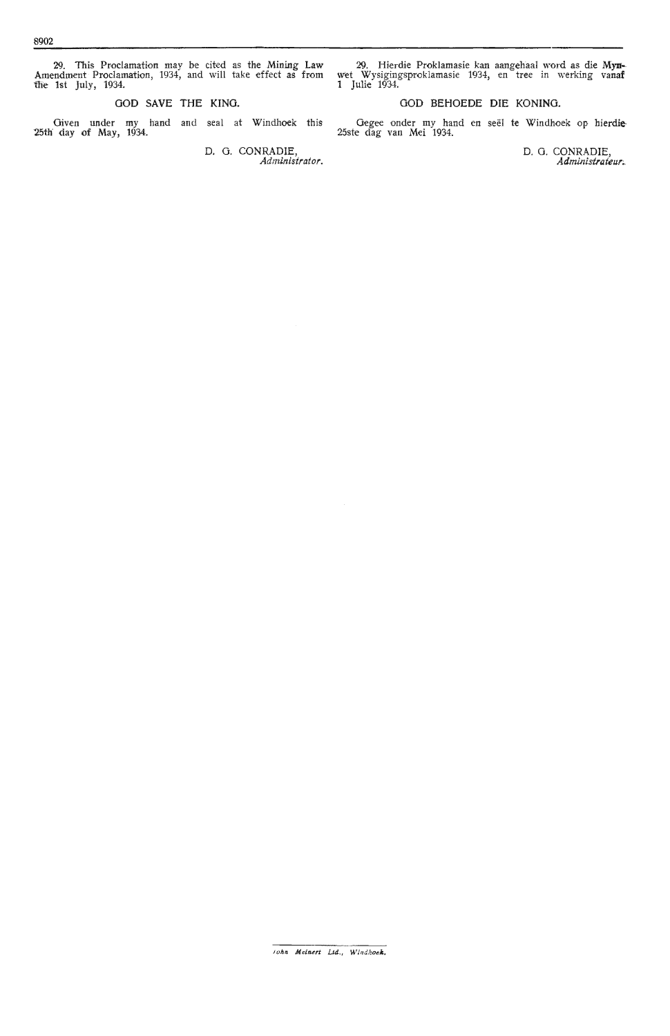29. This Proclamation may be cited as the Mining Law Amendment Proclamation, 1934, and will take effect as from the 1st July, 1934.

GOD SAVE THE KING.

Given under my hand and seal at Windhoek this 25th day of May, 1934.

D. G. CONRADIE,
*Administrator.*

29. Hierdie Proklamasie kan aangehaal word as die Mynwet Wysigingsproklamasie 1934, en tree in werking vanaf 1 Julie 1934.

GOD BEHOEDE DIE KONING.

Gegee onder my hand en seël te Windhoek op hierdie 25ste dag van Mei 1934.

D. G. CONRADIE,
*Administrateur.*

*John Meinert Ltd., Windhoek.*